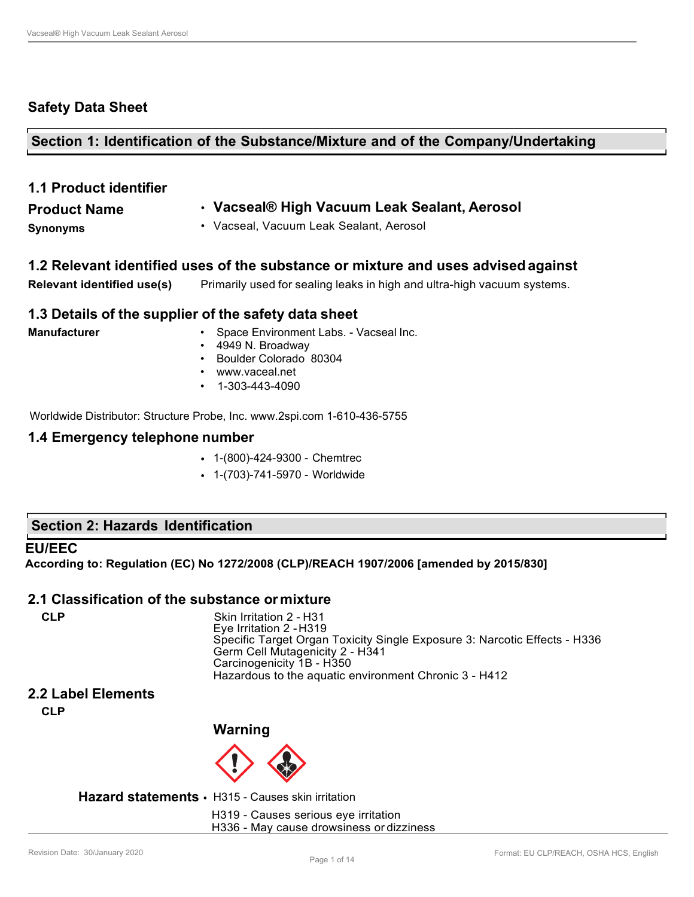## Safety Data Sheet

## Section 1: Identification of the Substance/Mixture and of the Company/Undertaking

### 1.1 Product identifier

**Product Name** • **Vacseal® High Vacuum Leak Sealant, Aerosol**

**Synonyms** • Vacseal, Vacuum Leak Sealant, Aerosol

### 1.2 Relevant identified uses of the substance or mixture and uses advised against

**Relevant identified use(s)** Primarily used for sealing leaks in high and ultra-high vacuum systems.

### 1.3 Details of the supplier of the safety data sheet

**Manufacturer**

- Space Environment Labs. - Vacseal Inc.
- 4949 N. Broadway
- Boulder Colorado 80304
- www.vaceal.net
- 1-303-443-4090

Worldwide Distributor: Structure Probe, Inc. www.2spi.com 1-610-436-5755

### 1.4 Emergency telephone number

- 1-(800)-424-9300 - Chemtrec
- 1-(703)-741-5970 - Worldwide

## Section 2: Hazards Identification

**EU/EEC**

**According to: Regulation (EC) No 1272/2008 (CLP)/REACH 1907/2006 [amended by 2015/830]**

### 2.1 Classification of the substance or mixture

**CLP**

Skin Irritation 2 - H31
Eye Irritation 2 -H319
Specific Target Organ Toxicity Single Exposure 3: Narcotic Effects - H336
Germ Cell Mutagenicity 2 - H341
Carcinogenicity 1B - H350
Hazardous to the aquatic environment Chronic 3 - H412

### 2.2 Label Elements

**CLP**

**Warning**

**Hazard statements**

- H315 - Causes skin irritation
- H319 - Causes serious eye irritation
- H336 - May cause drowsiness or dizziness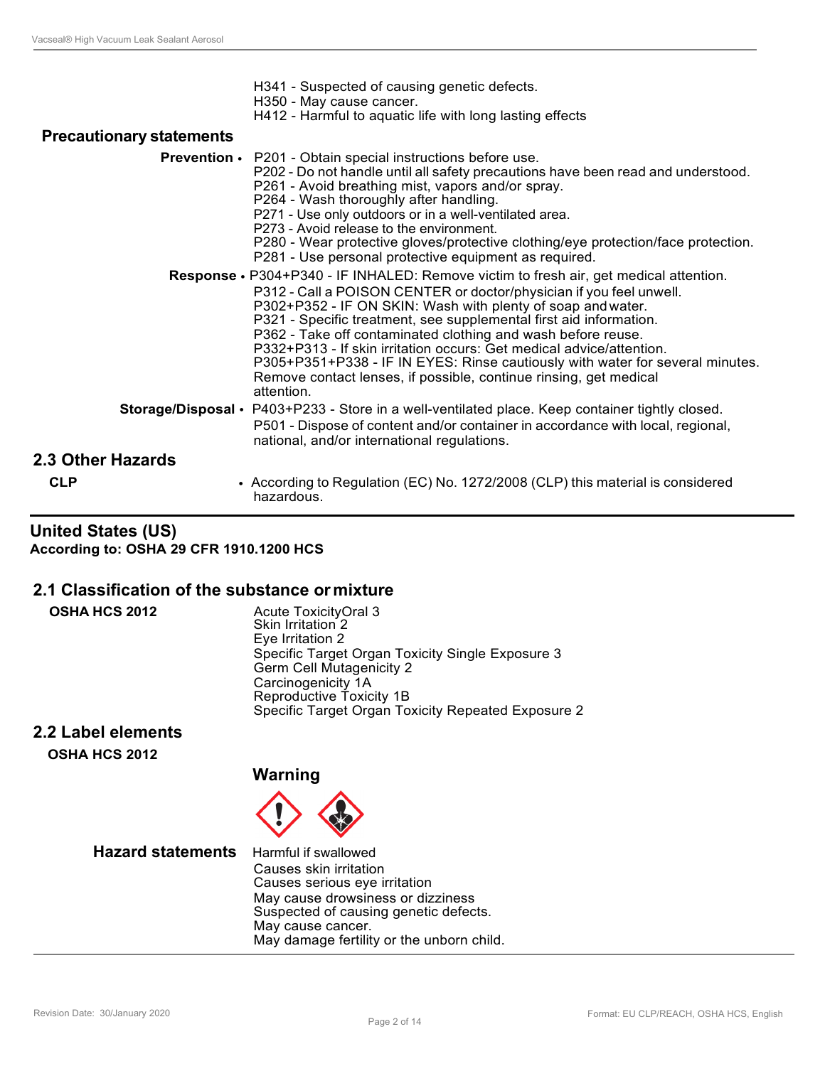H341 - Suspected of causing genetic defects.
H350 - May cause cancer.
H412 - Harmful to aquatic life with long lasting effects

### Precautionary statements

**Prevention**
- P201 - Obtain special instructions before use.
  P202 - Do not handle until all safety precautions have been read and understood.
  P261 - Avoid breathing mist, vapors and/or spray.
  P264 - Wash thoroughly after handling.
  P271 - Use only outdoors or in a well-ventilated area.
  P273 - Avoid release to the environment.
  P280 - Wear protective gloves/protective clothing/eye protection/face protection.
  P281 - Use personal protective equipment as required.

**Response**
- P304+P340 - IF INHALED: Remove victim to fresh air, get medical attention.
  P312 - Call a POISON CENTER or doctor/physician if you feel unwell.
  P302+P352 - IF ON SKIN: Wash with plenty of soap and water.
  P321 - Specific treatment, see supplemental first aid information.
  P362 - Take off contaminated clothing and wash before reuse.
  P332+P313 - If skin irritation occurs: Get medical advice/attention.
  P305+P351+P338 - IF IN EYES: Rinse cautiously with water for several minutes. Remove contact lenses, if possible, continue rinsing, get medical attention.

**Storage/Disposal**
- P403+P233 - Store in a well-ventilated place. Keep container tightly closed.
  P501 - Dispose of content and/or container in accordance with local, regional, national, and/or international regulations.

## 2.3 Other Hazards

**CLP**
- According to Regulation (EC) No. 1272/2008 (CLP) this material is considered hazardous.

---

## United States (US)

**According to: OSHA 29 CFR 1910.1200 HCS**

## 2.1 Classification of the substance or mixture

**OSHA HCS 2012**

Acute ToxicityOral 3
Skin Irritation 2
Eye Irritation 2
Specific Target Organ Toxicity Single Exposure 3
Germ Cell Mutagenicity 2
Carcinogenicity 1A
Reproductive Toxicity 1B
Specific Target Organ Toxicity Repeated Exposure 2

## 2.2 Label elements

**OSHA HCS 2012**

### Warning

### Hazard statements

Harmful if swallowed
Causes skin irritation
Causes serious eye irritation
May cause drowsiness or dizziness
Suspected of causing genetic defects.
May cause cancer.
May damage fertility or the unborn child.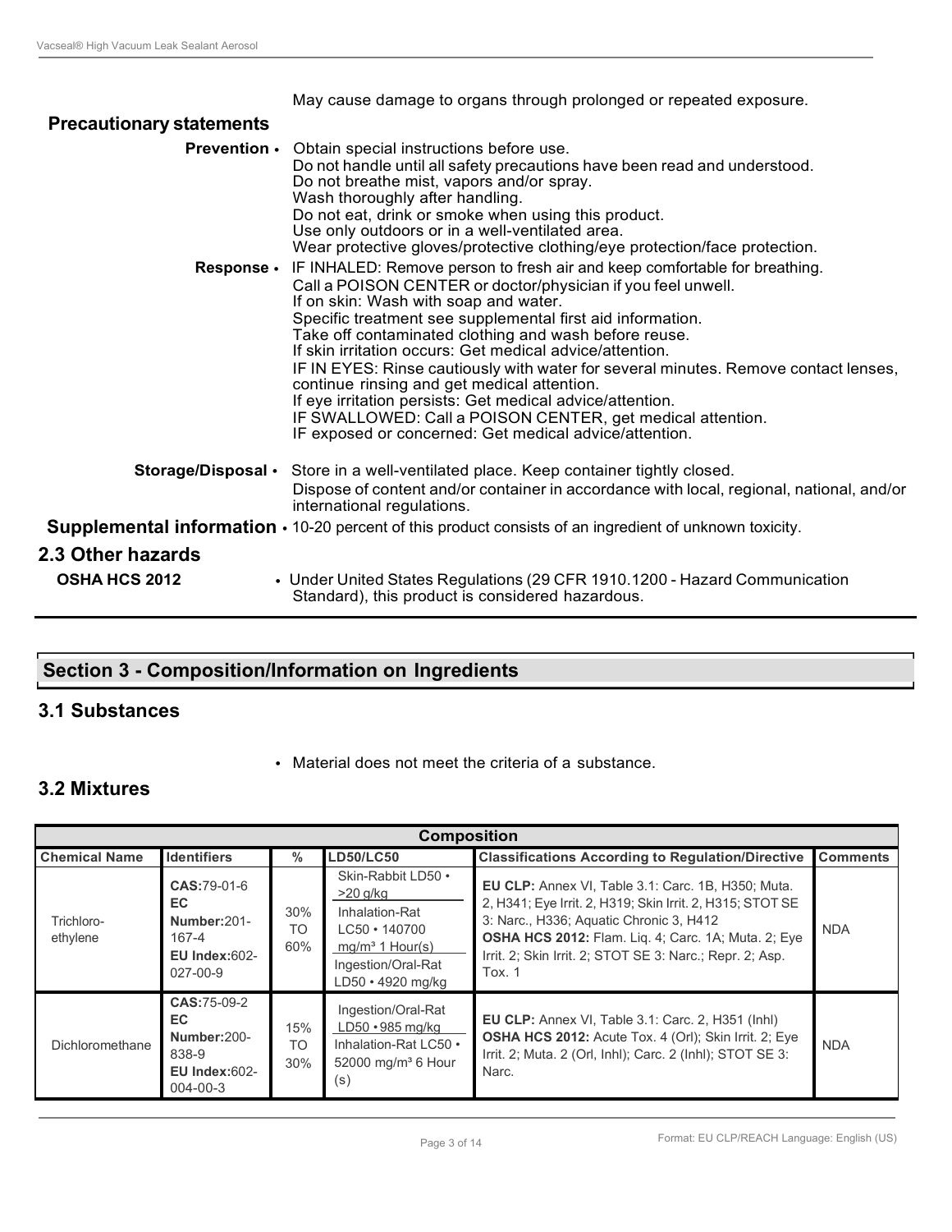May cause damage to organs through prolonged or repeated exposure.

**Precautionary statements**

**Prevention** • Obtain special instructions before use.
Do not handle until all safety precautions have been read and understood.
Do not breathe mist, vapors and/or spray.
Wash thoroughly after handling.
Do not eat, drink or smoke when using this product.
Use only outdoors or in a well-ventilated area.
Wear protective gloves/protective clothing/eye protection/face protection.

**Response** • IF INHALED: Remove person to fresh air and keep comfortable for breathing.
Call a POISON CENTER or doctor/physician if you feel unwell.
If on skin: Wash with soap and water.
Specific treatment see supplemental first aid information.
Take off contaminated clothing and wash before reuse.
If skin irritation occurs: Get medical advice/attention.
IF IN EYES: Rinse cautiously with water for several minutes. Remove contact lenses, continue rinsing and get medical attention.
If eye irritation persists: Get medical advice/attention.
IF SWALLOWED: Call a POISON CENTER, get medical attention.
IF exposed or concerned: Get medical advice/attention.

**Storage/Disposal** • Store in a well-ventilated place. Keep container tightly closed.
Dispose of content and/or container in accordance with local, regional, national, and/or international regulations.

**Supplemental information** • 10-20 percent of this product consists of an ingredient of unknown toxicity.

## 2.3 Other hazards

**OSHA HCS 2012** • Under United States Regulations (29 CFR 1910.1200 - Hazard Communication Standard), this product is considered hazardous.

# Section 3 - Composition/Information on Ingredients

## 3.1 Substances

• Material does not meet the criteria of a substance.

## 3.2 Mixtures

| Composition | | | | | |
|---|---|---|---|---|---|
| **Chemical Name** | **Identifiers** | **%** | **LD50/LC50** | **Classifications According to Regulation/Directive** | **Comments** |
| Trichloro-ethylene | **CAS:**79-01-6 **EC Number:**201-167-4 **EU Index:**602-027-00-9 | 30% TO 60% | Skin-Rabbit LD50 • >20 g/kg Inhalation-Rat LC50 • 140700 mg/m³ 1 Hour(s) Ingestion/Oral-Rat LD50 • 4920 mg/kg | **EU CLP:** Annex VI, Table 3.1: Carc. 1B, H350; Muta. 2, H341; Eye Irrit. 2, H319; Skin Irrit. 2, H315; STOT SE 3: Narc., H336; Aquatic Chronic 3, H412 **OSHA HCS 2012:** Flam. Liq. 4; Carc. 1A; Muta. 2; Eye Irrit. 2; Skin Irrit. 2; STOT SE 3: Narc.; Repr. 2; Asp. Tox. 1 | NDA |
| Dichloromethane | **CAS:**75-09-2 **EC Number:**200-838-9 **EU Index:**602-004-00-3 | 15% TO 30% | Ingestion/Oral-Rat LD50 • 985 mg/kg Inhalation-Rat LC50 • 52000 mg/m³ 6 Hour (s) | **EU CLP:** Annex VI, Table 3.1: Carc. 2, H351 (Inhl) **OSHA HCS 2012:** Acute Tox. 4 (Orl); Skin Irrit. 2; Eye Irrit. 2; Muta. 2 (Orl, Inhl); Carc. 2 (Inhl); STOT SE 3: Narc. | NDA |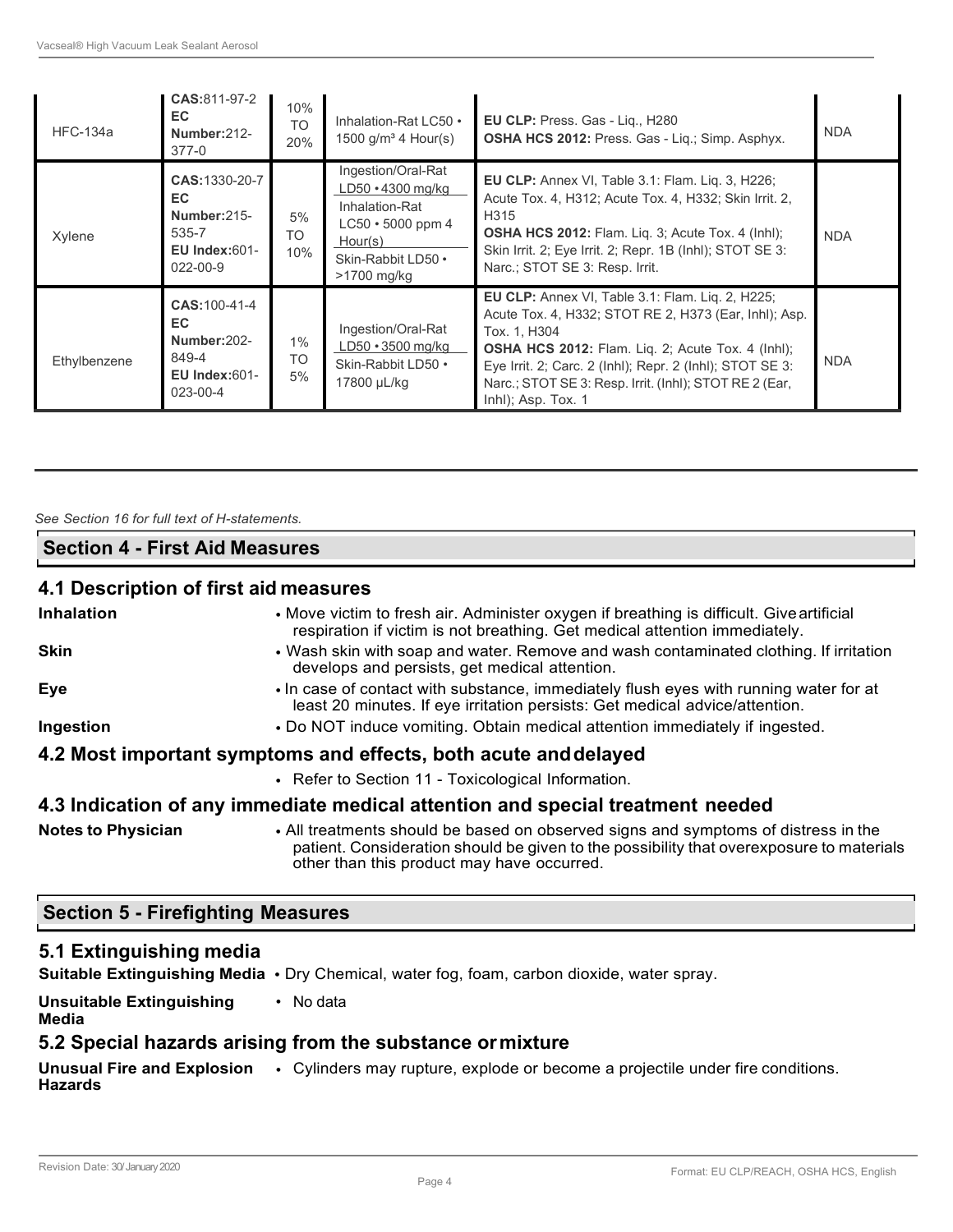| HFC-134a | **CAS:**811-97-2<br>**EC Number:**212-377-0 | 10% TO 20% | Inhalation-Rat LC50 • 1500 g/m³ 4 Hour(s) | **EU CLP:** Press. Gas - Liq., H280<br>**OSHA HCS 2012:** Press. Gas - Liq.; Simp. Asphyx. | NDA |
|---|---|---|---|---|---|
| Xylene | **CAS:**1330-20-7<br>**EC Number:**215-535-7<br>**EU Index:**601-022-00-9 | 5% TO 10% | Ingestion/Oral-Rat LD50 • 4300 mg/kg<br>Inhalation-Rat LC50 • 5000 ppm 4 Hour(s)<br>Skin-Rabbit LD50 • >1700 mg/kg | **EU CLP:** Annex VI, Table 3.1: Flam. Liq. 3, H226; Acute Tox. 4, H312; Acute Tox. 4, H332; Skin Irrit. 2, H315<br>**OSHA HCS 2012:** Flam. Liq. 3; Acute Tox. 4 (Inhl); Skin Irrit. 2; Eye Irrit. 2; Repr. 1B (Inhl); STOT SE 3: Narc.; STOT SE 3: Resp. Irrit. | NDA |
| Ethylbenzene | **CAS:**100-41-4<br>**EC Number:**202-849-4<br>**EU Index:**601-023-00-4 | 1% TO 5% | Ingestion/Oral-Rat LD50 • 3500 mg/kg<br>Skin-Rabbit LD50 • 17800 µL/kg | **EU CLP:** Annex VI, Table 3.1: Flam. Liq. 2, H225; Acute Tox. 4, H332; STOT RE 2, H373 (Ear, Inhl); Asp. Tox. 1, H304<br>**OSHA HCS 2012:** Flam. Liq. 2; Acute Tox. 4 (Inhl); Eye Irrit. 2; Carc. 2 (Inhl); Repr. 2 (Inhl); STOT SE 3: Narc.; STOT SE 3: Resp. Irrit. (Inhl); STOT RE 2 (Ear, Inhl); Asp. Tox. 1 | NDA |

*See Section 16 for full text of H-statements.*

## Section 4 - First Aid Measures

### 4.1 Description of first aid measures

**Inhalation**
- Move victim to fresh air. Administer oxygen if breathing is difficult. Give artificial respiration if victim is not breathing. Get medical attention immediately.

**Skin**
- Wash skin with soap and water. Remove and wash contaminated clothing. If irritation develops and persists, get medical attention.

**Eye**
- In case of contact with substance, immediately flush eyes with running water for at least 20 minutes. If eye irritation persists: Get medical advice/attention.

**Ingestion**
- Do NOT induce vomiting. Obtain medical attention immediately if ingested.

### 4.2 Most important symptoms and effects, both acute and delayed

- Refer to Section 11 - Toxicological Information.

### 4.3 Indication of any immediate medical attention and special treatment needed

**Notes to Physician**
- All treatments should be based on observed signs and symptoms of distress in the patient. Consideration should be given to the possibility that overexposure to materials other than this product may have occurred.

## Section 5 - Firefighting Measures

### 5.1 Extinguishing media

**Suitable Extinguishing Media**
- Dry Chemical, water fog, foam, carbon dioxide, water spray.

**Unsuitable Extinguishing Media**
- No data

### 5.2 Special hazards arising from the substance or mixture

**Unusual Fire and Explosion Hazards**
- Cylinders may rupture, explode or become a projectile under fire conditions.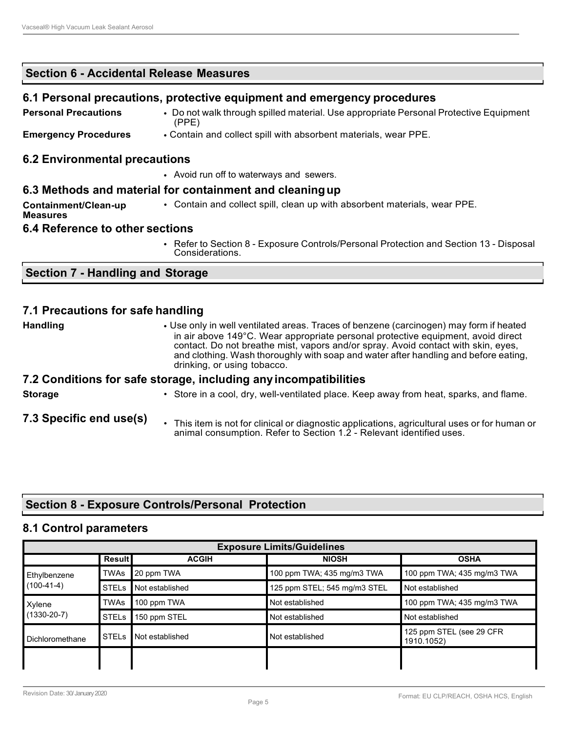## Section 6 - Accidental Release Measures

### 6.1 Personal precautions, protective equipment and emergency procedures

**Personal Precautions**
- Do not walk through spilled material. Use appropriate Personal Protective Equipment (PPE)

**Emergency Procedures**
- Contain and collect spill with absorbent materials, wear PPE.

### 6.2 Environmental precautions

- Avoid run off to waterways and sewers.

### 6.3 Methods and material for containment and cleaning up

**Containment/Clean-up Measures**
- Contain and collect spill, clean up with absorbent materials, wear PPE.

### 6.4 Reference to other sections

- Refer to Section 8 - Exposure Controls/Personal Protection and Section 13 - Disposal Considerations.

## Section 7 - Handling and Storage

### 7.1 Precautions for safe handling

**Handling**
- Use only in well ventilated areas. Traces of benzene (carcinogen) may form if heated in air above 149°C. Wear appropriate personal protective equipment, avoid direct contact. Do not breathe mist, vapors and/or spray. Avoid contact with skin, eyes, and clothing. Wash thoroughly with soap and water after handling and before eating, drinking, or using tobacco.

### 7.2 Conditions for safe storage, including any incompatibilities

**Storage**
- Store in a cool, dry, well-ventilated place. Keep away from heat, sparks, and flame.

### 7.3 Specific end use(s)

- This item is not for clinical or diagnostic applications, agricultural uses or for human or animal consumption. Refer to Section 1.2 - Relevant identified uses.

## Section 8 - Exposure Controls/Personal Protection

### 8.1 Control parameters

| Exposure Limits/Guidelines | | | | |
|---|---|---|---|---|
| | Result | ACGIH | NIOSH | OSHA |
| Ethylbenzene (100-41-4) | TWAs | 20 ppm TWA | 100 ppm TWA; 435 mg/m3 TWA | 100 ppm TWA; 435 mg/m3 TWA |
| | STELs | Not established | 125 ppm STEL; 545 mg/m3 STEL | Not established |
| Xylene (1330-20-7) | TWAs | 100 ppm TWA | Not established | 100 ppm TWA; 435 mg/m3 TWA |
| | STELs | 150 ppm STEL | Not established | Not established |
| Dichloromethane | STELs | Not established | Not established | 125 ppm STEL (see 29 CFR 1910.1052) |
| | | | | |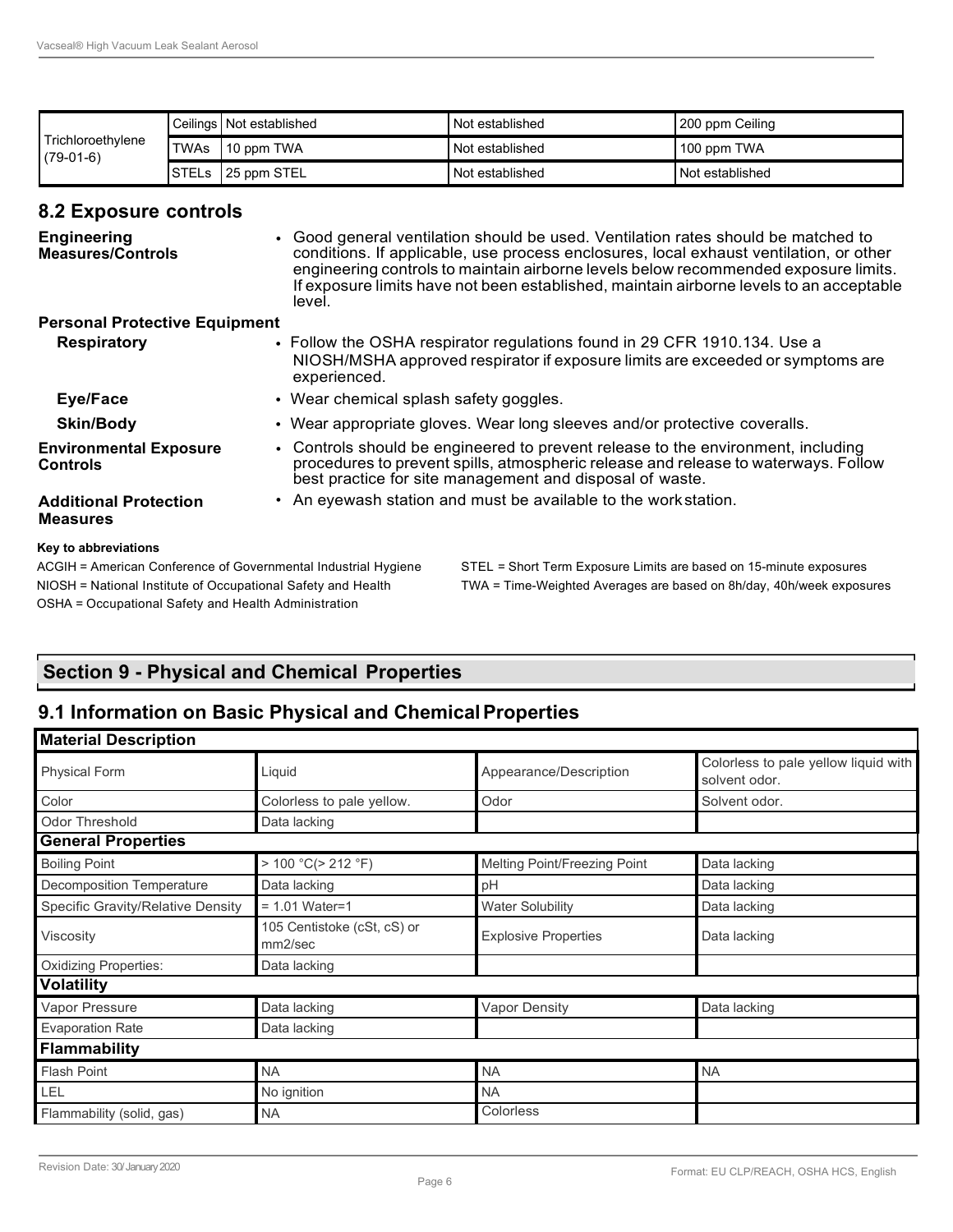| | | | | |
|---|---|---|---|---|
| Trichloroethylene (79-01-6) | Ceilings | Not established | Not established | 200 ppm Ceiling |
| | TWAs | 10 ppm TWA | Not established | 100 ppm TWA |
| | STELs | 25 ppm STEL | Not established | Not established |

## 8.2 Exposure controls

**Engineering Measures/Controls**
- Good general ventilation should be used. Ventilation rates should be matched to conditions. If applicable, use process enclosures, local exhaust ventilation, or other engineering controls to maintain airborne levels below recommended exposure limits. If exposure limits have not been established, maintain airborne levels to an acceptable level.

**Personal Protective Equipment**

**Respiratory**
- Follow the OSHA respirator regulations found in 29 CFR 1910.134. Use a NIOSH/MSHA approved respirator if exposure limits are exceeded or symptoms are experienced.

**Eye/Face**
- Wear chemical splash safety goggles.

**Skin/Body**
- Wear appropriate gloves. Wear long sleeves and/or protective coveralls.

**Environmental Exposure Controls**
- Controls should be engineered to prevent release to the environment, including procedures to prevent spills, atmospheric release and release to waterways. Follow best practice for site management and disposal of waste.

**Additional Protection Measures**
- An eyewash station and must be available to the work station.

**Key to abbreviations**

ACGIH = American Conference of Governmental Industrial Hygiene
NIOSH = National Institute of Occupational Safety and Health
OSHA = Occupational Safety and Health Administration
STEL = Short Term Exposure Limits are based on 15-minute exposures
TWA = Time-Weighted Averages are based on 8h/day, 40h/week exposures

# Section 9 - Physical and Chemical Properties

## 9.1 Information on Basic Physical and Chemical Properties

| **Material Description** | | | |
|---|---|---|---|
| Physical Form | Liquid | Appearance/Description | Colorless to pale yellow liquid with solvent odor. |
| Color | Colorless to pale yellow. | Odor | Solvent odor. |
| Odor Threshold | Data lacking | | |
| **General Properties** | | | |
| Boiling Point | > 100 °C(> 212 °F) | Melting Point/Freezing Point | Data lacking |
| Decomposition Temperature | Data lacking | pH | Data lacking |
| Specific Gravity/Relative Density | = 1.01 Water=1 | Water Solubility | Data lacking |
| Viscosity | 105 Centistoke (cSt, cS) or mm2/sec | Explosive Properties | Data lacking |
| Oxidizing Properties: | Data lacking | | |
| **Volatility** | | | |
| Vapor Pressure | Data lacking | Vapor Density | Data lacking |
| Evaporation Rate | Data lacking | | |
| **Flammability** | | | |
| Flash Point | NA | NA | NA |
| LEL | No ignition | NA | |
| Flammability (solid, gas) | NA | Colorless | |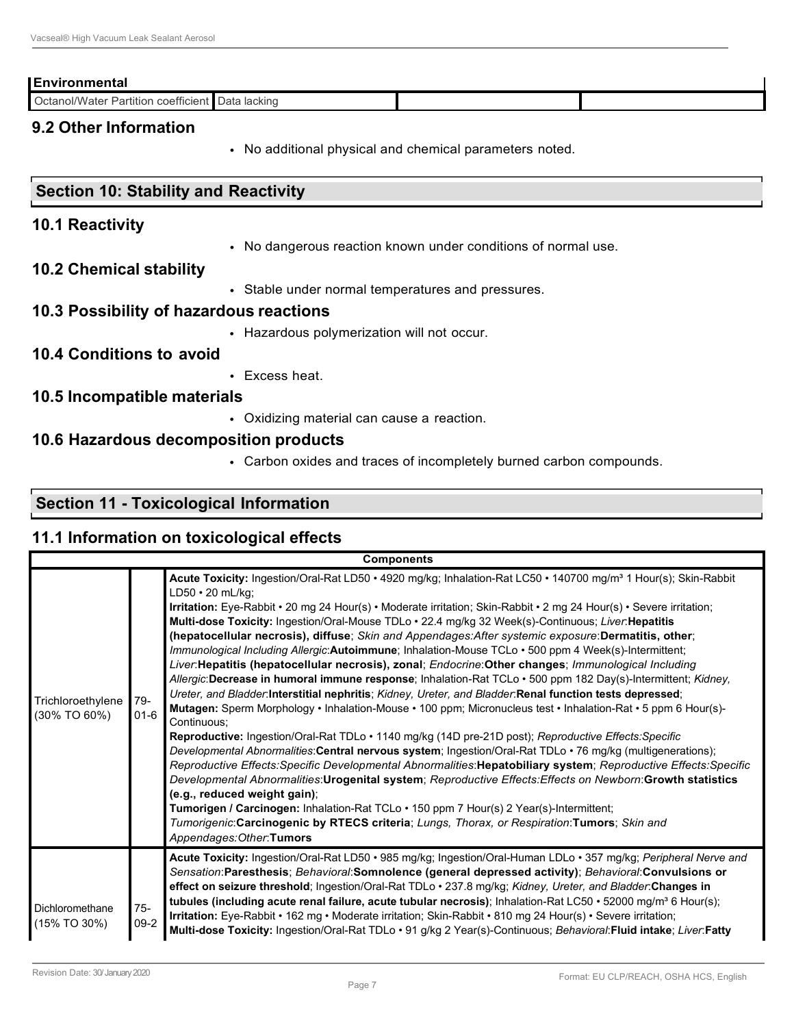| Environmental | | | |
|---|---|---|---|
| Octanol/Water Partition coefficient | Data lacking | | |

### 9.2 Other Information

- No additional physical and chemical parameters noted.

## Section 10: Stability and Reactivity

### 10.1 Reactivity

- No dangerous reaction known under conditions of normal use.

### 10.2 Chemical stability

- Stable under normal temperatures and pressures.

### 10.3 Possibility of hazardous reactions

- Hazardous polymerization will not occur.

### 10.4 Conditions to avoid

- Excess heat.

### 10.5 Incompatible materials

- Oxidizing material can cause a reaction.

### 10.6 Hazardous decomposition products

- Carbon oxides and traces of incompletely burned carbon compounds.

## Section 11 - Toxicological Information

### 11.1 Information on toxicological effects

| Components | | |
|---|---|---|
| Trichloroethylene (30% TO 60%) | 79-01-6 | **Acute Toxicity:** Ingestion/Oral-Rat LD50 • 4920 mg/kg; Inhalation-Rat LC50 • 140700 mg/m³ 1 Hour(s); Skin-Rabbit LD50 • 20 mL/kg; **Irritation:** Eye-Rabbit • 20 mg 24 Hour(s) • Moderate irritation; Skin-Rabbit • 2 mg 24 Hour(s) • Severe irritation; **Multi-dose Toxicity:** Ingestion/Oral-Mouse TDLo • 22.4 mg/kg 32 Week(s)-Continuous; *Liver*:**Hepatitis (hepatocellular necrosis), diffuse**; *Skin and Appendages:After systemic exposure*:**Dermatitis, other**; *Immunological Including Allergic*:**Autoimmune**; Inhalation-Mouse TCLo • 500 ppm 4 Week(s)-Intermittent; *Liver*:**Hepatitis (hepatocellular necrosis), zonal**; *Endocrine*:**Other changes**; *Immunological Including Allergic*:**Decrease in humoral immune response**; Inhalation-Rat TCLo • 500 ppm 182 Day(s)-Intermittent; *Kidney, Ureter, and Bladder*:**Interstitial nephritis**; *Kidney, Ureter, and Bladder*:**Renal function tests depressed**; **Mutagen:** Sperm Morphology • Inhalation-Mouse • 100 ppm; Micronucleus test • Inhalation-Rat • 5 ppm 6 Hour(s)-Continuous; **Reproductive:** Ingestion/Oral-Rat TDLo • 1140 mg/kg (14D pre-21D post); *Reproductive Effects:Specific Developmental Abnormalities*:**Central nervous system**; Ingestion/Oral-Rat TDLo • 76 mg/kg (multigenerations); *Reproductive Effects:Specific Developmental Abnormalities*:**Hepatobiliary system**; *Reproductive Effects:Specific Developmental Abnormalities*:**Urogenital system**; *Reproductive Effects:Effects on Newborn*:**Growth statistics (e.g., reduced weight gain)**; **Tumorigen / Carcinogen:** Inhalation-Rat TCLo • 150 ppm 7 Hour(s) 2 Year(s)-Intermittent; *Tumorigenic*:**Carcinogenic by RTECS criteria**; *Lungs, Thorax, or Respiration*:**Tumors**; *Skin and Appendages:Other*:**Tumors** |
| Dichloromethane (15% TO 30%) | 75-09-2 | **Acute Toxicity:** Ingestion/Oral-Rat LD50 • 985 mg/kg; Ingestion/Oral-Human LDLo • 357 mg/kg; *Peripheral Nerve and Sensation*:**Paresthesis**; *Behavioral*:**Somnolence (general depressed activity)**; *Behavioral*:**Convulsions or effect on seizure threshold**; Ingestion/Oral-Rat TDLo • 237.8 mg/kg; *Kidney, Ureter, and Bladder*:**Changes in tubules (including acute renal failure, acute tubular necrosis)**; Inhalation-Rat LC50 • 52000 mg/m³ 6 Hour(s); **Irritation:** Eye-Rabbit • 162 mg • Moderate irritation; Skin-Rabbit • 810 mg 24 Hour(s) • Severe irritation; **Multi-dose Toxicity:** Ingestion/Oral-Rat TDLo • 91 g/kg 2 Year(s)-Continuous; *Behavioral*:**Fluid intake**; *Liver*:**Fatty** |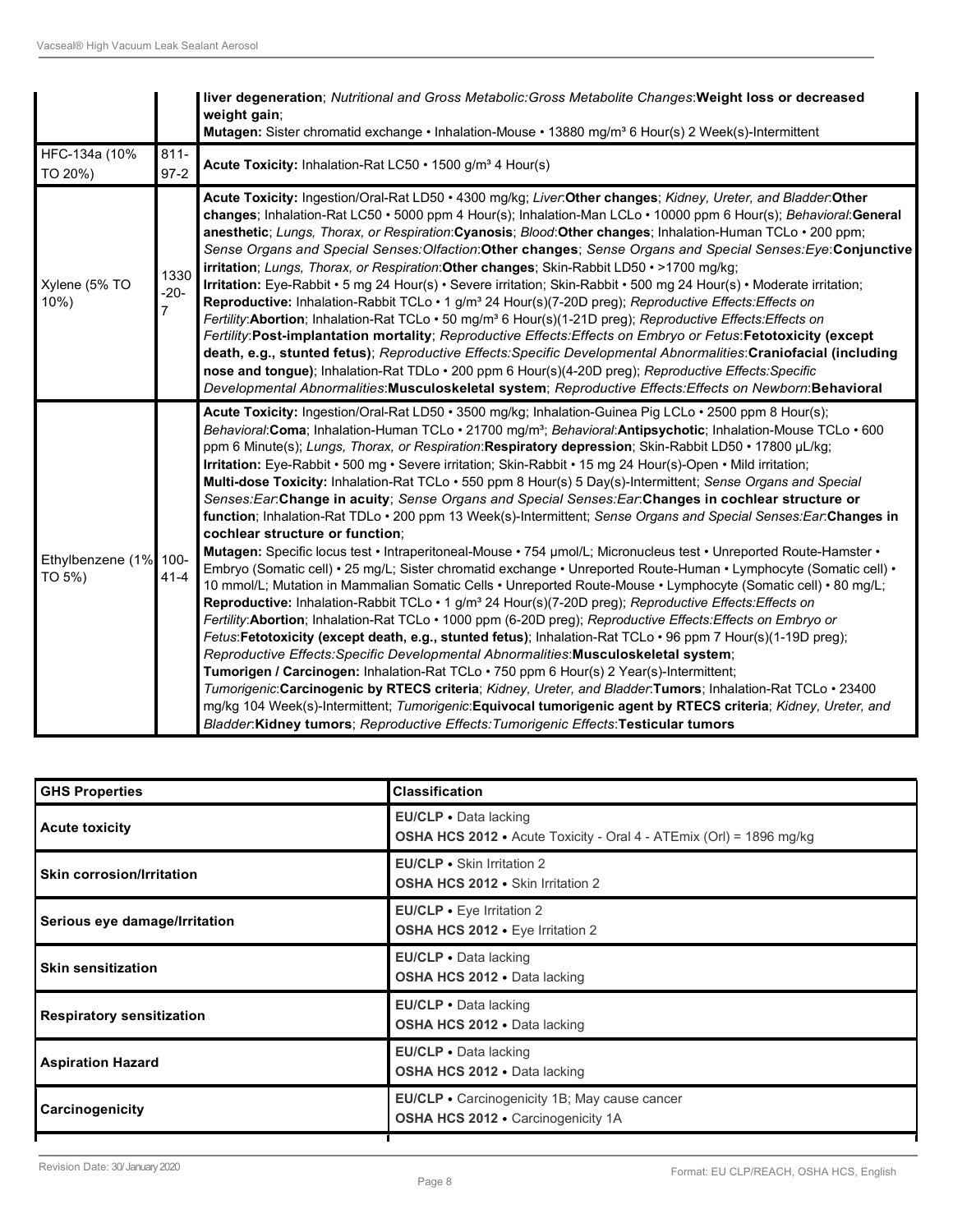| | | |
|---|---|---|
| | | **liver degeneration**; *Nutritional and Gross Metabolic:Gross Metabolite Changes*:**Weight loss or decreased weight gain**; **Mutagen:** Sister chromatid exchange • Inhalation-Mouse • 13880 mg/m³ 6 Hour(s) 2 Week(s)-Intermittent |
| HFC-134a (10% TO 20%) | 811-97-2 | **Acute Toxicity:** Inhalation-Rat LC50 • 1500 g/m³ 4 Hour(s) |
| Xylene (5% TO 10%) | 1330-20-7 | **Acute Toxicity:** Ingestion/Oral-Rat LD50 • 4300 mg/kg; *Liver*:**Other changes**; *Kidney, Ureter, and Bladder*:**Other changes**; Inhalation-Rat LC50 • 5000 ppm 4 Hour(s); Inhalation-Man LCLo • 10000 ppm 6 Hour(s); *Behavioral*:**General anesthetic**; *Lungs, Thorax, or Respiration*:**Cyanosis**; *Blood*:**Other changes**; Inhalation-Human TCLo • 200 ppm; *Sense Organs and Special Senses:Olfaction*:**Other changes**; *Sense Organs and Special Senses:Eye*:**Conjunctive irritation**; *Lungs, Thorax, or Respiration*:**Other changes**; Skin-Rabbit LD50 • >1700 mg/kg; **Irritation:** Eye-Rabbit • 5 mg 24 Hour(s) • Severe irritation; Skin-Rabbit • 500 mg 24 Hour(s) • Moderate irritation; **Reproductive:** Inhalation-Rabbit TCLo • 1 g/m³ 24 Hour(s)(7-20D preg); *Reproductive Effects:Effects on Fertility*:**Abortion**; Inhalation-Rat TCLo • 50 mg/m³ 6 Hour(s)(1-21D preg); *Reproductive Effects:Effects on Fertility*:**Post-implantation mortality**; *Reproductive Effects:Effects on Embryo or Fetus*:**Fetotoxicity (except death, e.g., stunted fetus)**; *Reproductive Effects:Specific Developmental Abnormalities*:**Craniofacial (including nose and tongue)**; Inhalation-Rat TDLo • 200 ppm 6 Hour(s)(4-20D preg); *Reproductive Effects:Specific Developmental Abnormalities*:**Musculoskeletal system**; *Reproductive Effects:Effects on Newborn*:**Behavioral** |
| Ethylbenzene (1% TO 5%) | 100-41-4 | **Acute Toxicity:** Ingestion/Oral-Rat LD50 • 3500 mg/kg; Inhalation-Guinea Pig LCLo • 2500 ppm 8 Hour(s); *Behavioral*:**Coma**; Inhalation-Human TCLo • 21700 mg/m³; *Behavioral*:**Antipsychotic**; Inhalation-Mouse TCLo • 600 ppm 6 Minute(s); *Lungs, Thorax, or Respiration*:**Respiratory depression**; Skin-Rabbit LD50 • 17800 µL/kg; **Irritation:** Eye-Rabbit • 500 mg • Severe irritation; Skin-Rabbit • 15 mg 24 Hour(s)-Open • Mild irritation; **Multi-dose Toxicity:** Inhalation-Rat TCLo • 550 ppm 8 Hour(s) 5 Day(s)-Intermittent; *Sense Organs and Special Senses:Ear*:**Change in acuity**; *Sense Organs and Special Senses:Ear*:**Changes in cochlear structure or function**; Inhalation-Rat TDLo • 200 ppm 13 Week(s)-Intermittent; *Sense Organs and Special Senses:Ear*:**Changes in cochlear structure or function**; **Mutagen:** Specific locus test • Intraperitoneal-Mouse • 754 µmol/L; Micronucleus test • Unreported Route-Hamster • Embryo (Somatic cell) • 25 mg/L; Sister chromatid exchange • Unreported Route-Human • Lymphocyte (Somatic cell) • 10 mmol/L; Mutation in Mammalian Somatic Cells • Unreported Route-Mouse • Lymphocyte (Somatic cell) • 80 mg/L; **Reproductive:** Inhalation-Rabbit TCLo • 1 g/m³ 24 Hour(s)(7-20D preg); *Reproductive Effects:Effects on Fertility*:**Abortion**; Inhalation-Rat TCLo • 1000 ppm (6-20D preg); *Reproductive Effects:Effects on Embryo or Fetus*:**Fetotoxicity (except death, e.g., stunted fetus)**; Inhalation-Rat TCLo • 96 ppm 7 Hour(s)(1-19D preg); *Reproductive Effects:Specific Developmental Abnormalities*:**Musculoskeletal system**; **Tumorigen / Carcinogen:** Inhalation-Rat TCLo • 750 ppm 6 Hour(s) 2 Year(s)-Intermittent; *Tumorigenic*:**Carcinogenic by RTECS criteria**; *Kidney, Ureter, and Bladder*:**Tumors**; Inhalation-Rat TCLo • 23400 mg/kg 104 Week(s)-Intermittent; *Tumorigenic*:**Equivocal tumorigenic agent by RTECS criteria**; *Kidney, Ureter, and Bladder*:**Kidney tumors**; *Reproductive Effects:Tumorigenic Effects*:**Testicular tumors** |

| GHS Properties | Classification |
|---|---|
| **Acute toxicity** | **EU/CLP •** Data lacking<br>**OSHA HCS 2012 •** Acute Toxicity - Oral 4 - ATEmix (Orl) = 1896 mg/kg |
| **Skin corrosion/Irritation** | **EU/CLP •** Skin Irritation 2<br>**OSHA HCS 2012 •** Skin Irritation 2 |
| **Serious eye damage/Irritation** | **EU/CLP •** Eye Irritation 2<br>**OSHA HCS 2012 •** Eye Irritation 2 |
| **Skin sensitization** | **EU/CLP •** Data lacking<br>**OSHA HCS 2012 •** Data lacking |
| **Respiratory sensitization** | **EU/CLP •** Data lacking<br>**OSHA HCS 2012 •** Data lacking |
| **Aspiration Hazard** | **EU/CLP •** Data lacking<br>**OSHA HCS 2012 •** Data lacking |
| **Carcinogenicity** | **EU/CLP •** Carcinogenicity 1B; May cause cancer<br>**OSHA HCS 2012 •** Carcinogenicity 1A |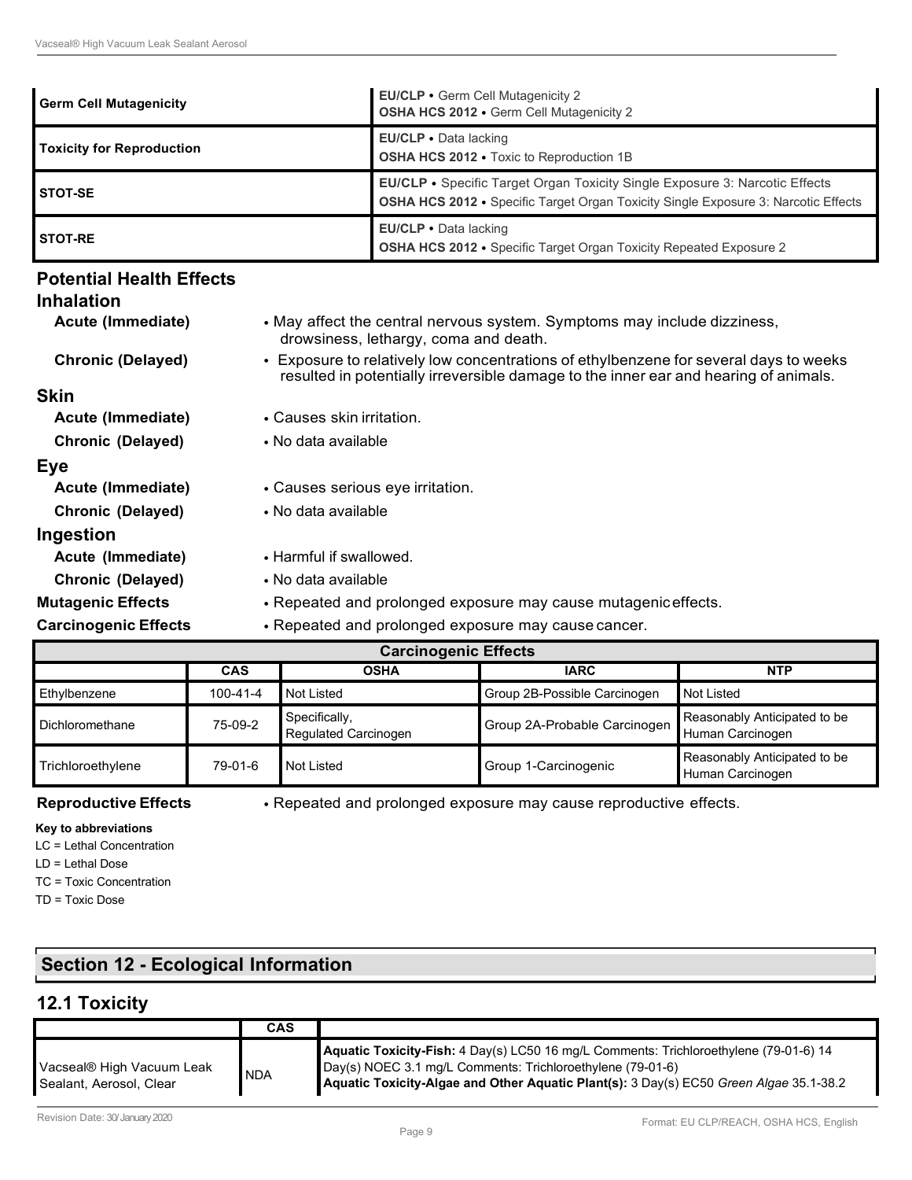| | |
|---|---|
| **Germ Cell Mutagenicity** | **EU/CLP** • Germ Cell Mutagenicity 2<br>**OSHA HCS 2012** • Germ Cell Mutagenicity 2 |
| **Toxicity for Reproduction** | **EU/CLP** • Data lacking<br>**OSHA HCS 2012** • Toxic to Reproduction 1B |
| **STOT-SE** | **EU/CLP** • Specific Target Organ Toxicity Single Exposure 3: Narcotic Effects<br>**OSHA HCS 2012** • Specific Target Organ Toxicity Single Exposure 3: Narcotic Effects |
| **STOT-RE** | **EU/CLP** • Data lacking<br>**OSHA HCS 2012** • Specific Target Organ Toxicity Repeated Exposure 2 |

## Potential Health Effects

### Inhalation

**Acute (Immediate)**
- May affect the central nervous system. Symptoms may include dizziness, drowsiness, lethargy, coma and death.

**Chronic (Delayed)**
- Exposure to relatively low concentrations of ethylbenzene for several days to weeks resulted in potentially irreversible damage to the inner ear and hearing of animals.

### Skin

**Acute (Immediate)**
- Causes skin irritation.

**Chronic (Delayed)**
- No data available

### Eye

**Acute (Immediate)**
- Causes serious eye irritation.

**Chronic (Delayed)**
- No data available

### Ingestion

**Acute (Immediate)**
- Harmful if swallowed.

**Chronic (Delayed)**
- No data available

**Mutagenic Effects**
- Repeated and prolonged exposure may cause mutagenic effects.

**Carcinogenic Effects**
- Repeated and prolonged exposure may cause cancer.

| Carcinogenic Effects | | | | |
|---|---|---|---|---|
| | **CAS** | **OSHA** | **IARC** | **NTP** |
| Ethylbenzene | 100-41-4 | Not Listed | Group 2B-Possible Carcinogen | Not Listed |
| Dichloromethane | 75-09-2 | Specifically, Regulated Carcinogen | Group 2A-Probable Carcinogen | Reasonably Anticipated to be Human Carcinogen |
| Trichloroethylene | 79-01-6 | Not Listed | Group 1-Carcinogenic | Reasonably Anticipated to be Human Carcinogen |

**Reproductive Effects**
- Repeated and prolonged exposure may cause reproductive effects.

**Key to abbreviations**

LC = Lethal Concentration
LD = Lethal Dose
TC = Toxic Concentration
TD = Toxic Dose

## Section 12 - Ecological Information

## 12.1 Toxicity

| | CAS | |
|---|---|---|
| Vacseal® High Vacuum Leak Sealant, Aerosol, Clear | NDA | **Aquatic Toxicity-Fish:** 4 Day(s) LC50 16 mg/L Comments: Trichloroethylene (79-01-6) 14 Day(s) NOEC 3.1 mg/L Comments: Trichloroethylene (79-01-6)<br>**Aquatic Toxicity-Algae and Other Aquatic Plant(s):** 3 Day(s) EC50 *Green Algae* 35.1-38.2 |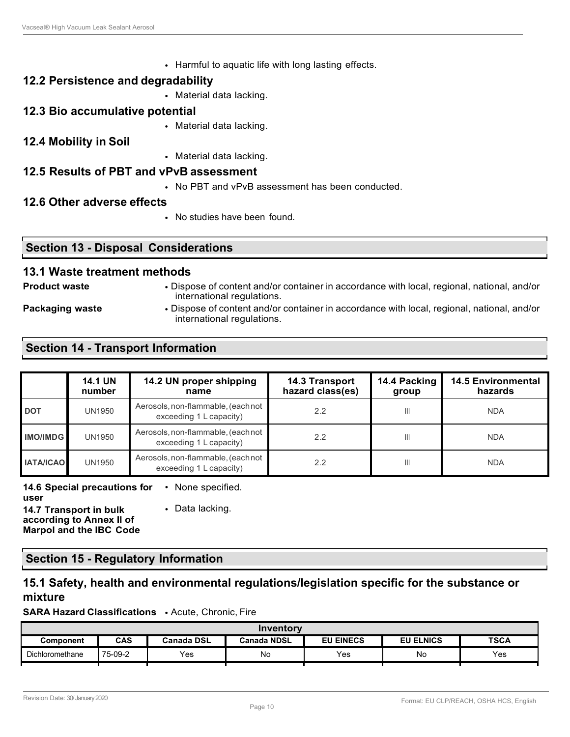- Harmful to aquatic life with long lasting effects.

## 12.2 Persistence and degradability

- Material data lacking.

## 12.3 Bio accumulative potential

- Material data lacking.

## 12.4 Mobility in Soil

- Material data lacking.

## 12.5 Results of PBT and vPvB assessment

- No PBT and vPvB assessment has been conducted.

## 12.6 Other adverse effects

- No studies have been found.

# Section 13 - Disposal Considerations

## 13.1 Waste treatment methods

**Product waste**
- Dispose of content and/or container in accordance with local, regional, national, and/or international regulations.

**Packaging waste**
- Dispose of content and/or container in accordance with local, regional, national, and/or international regulations.

# Section 14 - Transport Information

| | 14.1 UN number | 14.2 UN proper shipping name | 14.3 Transport hazard class(es) | 14.4 Packing group | 14.5 Environmental hazards |
|---|---|---|---|---|---|
| **DOT** | UN1950 | Aerosols, non-flammable, (each not exceeding 1 L capacity) | 2.2 | III | NDA |
| **IMO/IMDG** | UN1950 | Aerosols, non-flammable, (each not exceeding 1 L capacity) | 2.2 | III | NDA |
| **IATA/ICAO** | UN1950 | Aerosols, non-flammable, (each not exceeding 1 L capacity) | 2.2 | III | NDA |

**14.6 Special precautions for user**
- None specified.

**14.7 Transport in bulk according to Annex II of Marpol and the IBC Code**
- Data lacking.

# Section 15 - Regulatory Information

## 15.1 Safety, health and environmental regulations/legislation specific for the substance or mixture

**SARA Hazard Classifications** • Acute, Chronic, Fire

| Inventory | | | | | | |
|---|---|---|---|---|---|---|
| **Component** | **CAS** | **Canada DSL** | **Canada NDSL** | **EU EINECS** | **EU ELNICS** | **TSCA** |
| Dichloromethane | 75-09-2 | Yes | No | Yes | No | Yes |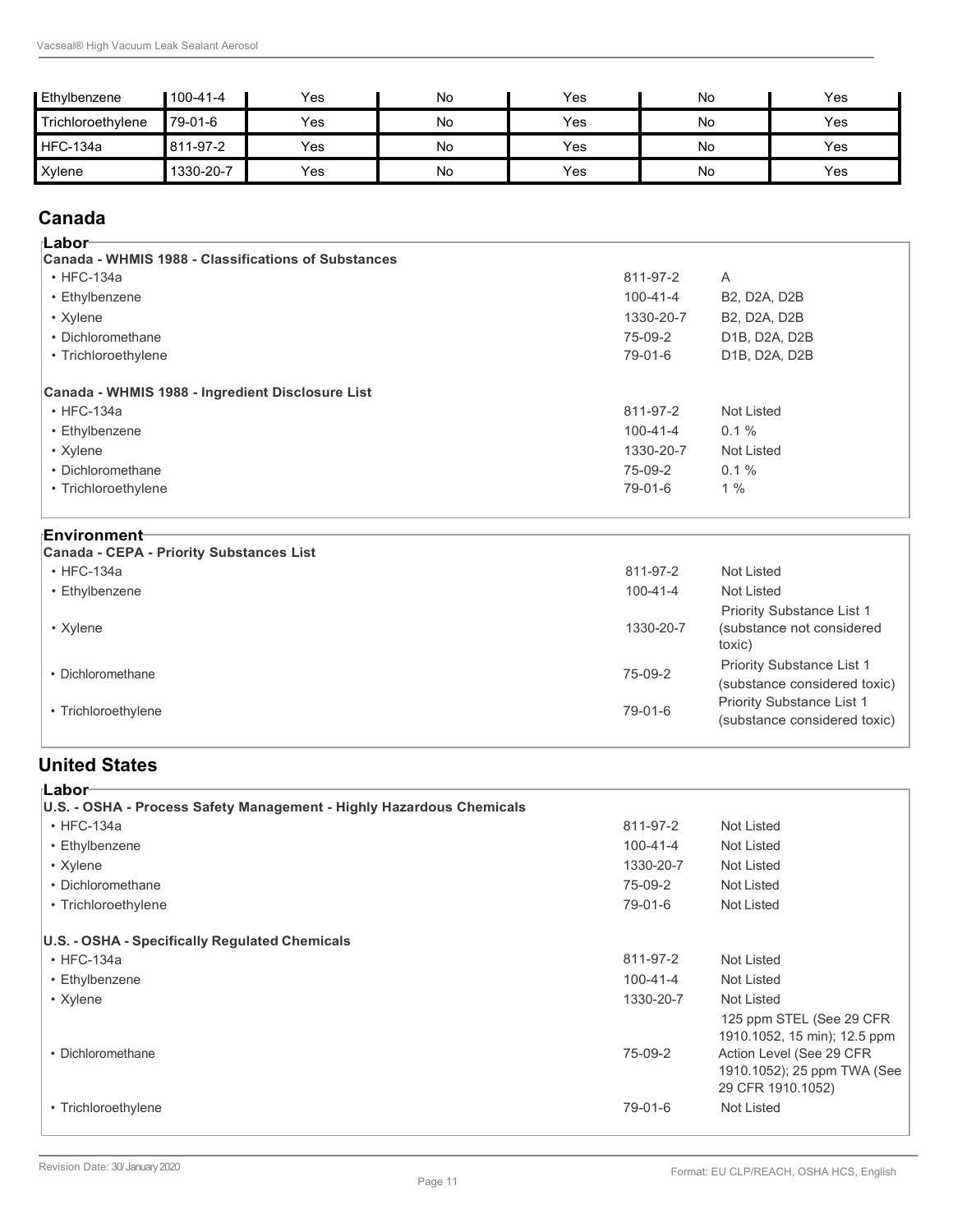| | | | | | | |
|---|---|---|---|---|---|---|
| Ethylbenzene | 100-41-4 | Yes | No | Yes | No | Yes |
| Trichloroethylene | 79-01-6 | Yes | No | Yes | No | Yes |
| HFC-134a | 811-97-2 | Yes | No | Yes | No | Yes |
| Xylene | 1330-20-7 | Yes | No | Yes | No | Yes |

## Canada

### Labor

**Canada - WHMIS 1988 - Classifications of Substances**

| | | |
|---|---|---|
| • HFC-134a | 811-97-2 | A |
| • Ethylbenzene | 100-41-4 | B2, D2A, D2B |
| • Xylene | 1330-20-7 | B2, D2A, D2B |
| • Dichloromethane | 75-09-2 | D1B, D2A, D2B |
| • Trichloroethylene | 79-01-6 | D1B, D2A, D2B |

**Canada - WHMIS 1988 - Ingredient Disclosure List**

| | | |
|---|---|---|
| • HFC-134a | 811-97-2 | Not Listed |
| • Ethylbenzene | 100-41-4 | 0.1 % |
| • Xylene | 1330-20-7 | Not Listed |
| • Dichloromethane | 75-09-2 | 0.1 % |
| • Trichloroethylene | 79-01-6 | 1 % |

### Environment

**Canada - CEPA - Priority Substances List**

| | | |
|---|---|---|
| • HFC-134a | 811-97-2 | Not Listed |
| • Ethylbenzene | 100-41-4 | Not Listed |
| • Xylene | 1330-20-7 | Priority Substance List 1 (substance not considered toxic) |
| • Dichloromethane | 75-09-2 | Priority Substance List 1 (substance considered toxic) |
| • Trichloroethylene | 79-01-6 | Priority Substance List 1 (substance considered toxic) |

## United States

### Labor

**U.S. - OSHA - Process Safety Management - Highly Hazardous Chemicals**

| | | |
|---|---|---|
| • HFC-134a | 811-97-2 | Not Listed |
| • Ethylbenzene | 100-41-4 | Not Listed |
| • Xylene | 1330-20-7 | Not Listed |
| • Dichloromethane | 75-09-2 | Not Listed |
| • Trichloroethylene | 79-01-6 | Not Listed |

**U.S. - OSHA - Specifically Regulated Chemicals**

| | | |
|---|---|---|
| • HFC-134a | 811-97-2 | Not Listed |
| • Ethylbenzene | 100-41-4 | Not Listed |
| • Xylene | 1330-20-7 | Not Listed |
| • Dichloromethane | 75-09-2 | 125 ppm STEL (See 29 CFR 1910.1052, 15 min); 12.5 ppm Action Level (See 29 CFR 1910.1052); 25 ppm TWA (See 29 CFR 1910.1052) |
| • Trichloroethylene | 79-01-6 | Not Listed |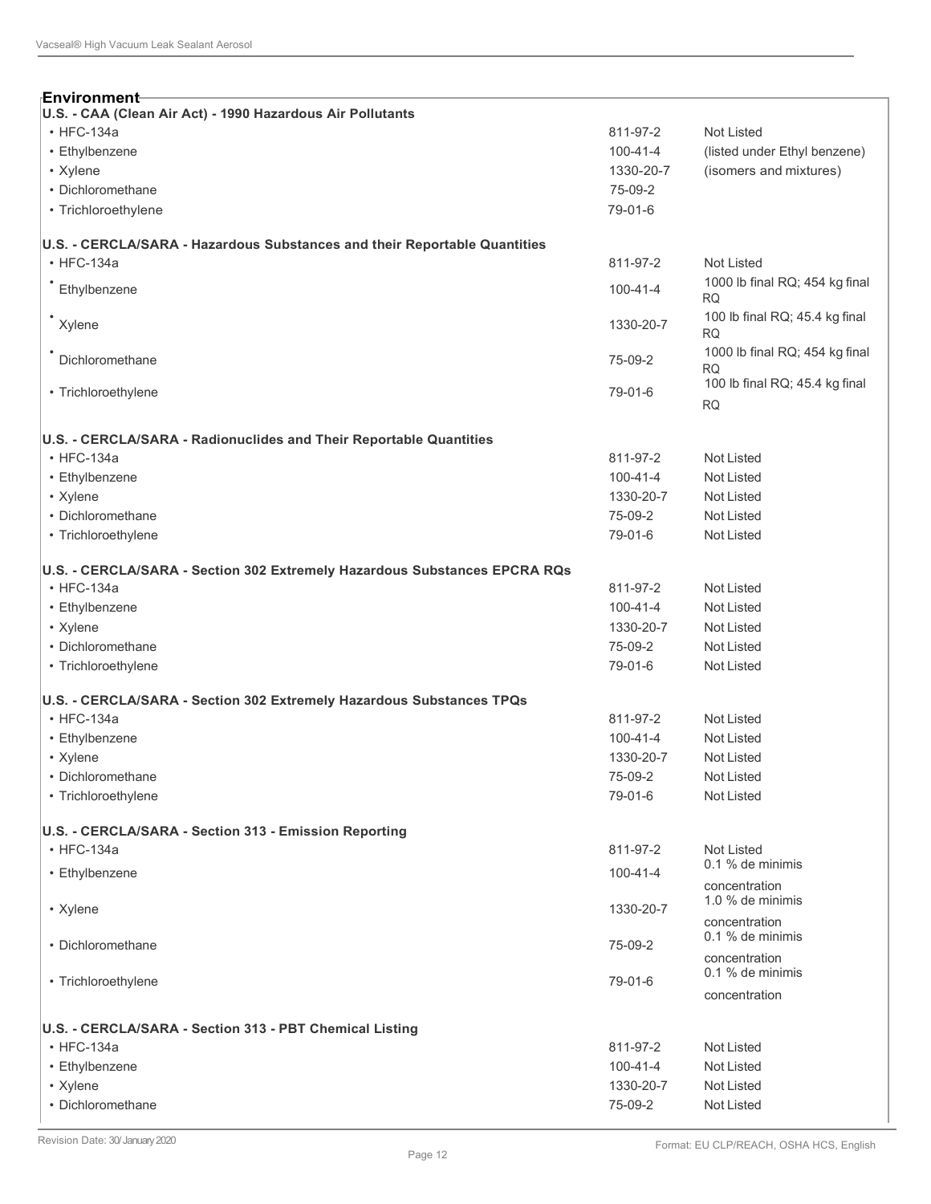## Environment

**U.S. - CAA (Clean Air Act) - 1990 Hazardous Air Pollutants**

| | | |
|---|---|---|
| • HFC-134a | 811-97-2 | Not Listed |
| • Ethylbenzene | 100-41-4 | (listed under Ethyl benzene) |
| • Xylene | 1330-20-7 | (isomers and mixtures) |
| • Dichloromethane | 75-09-2 | |
| • Trichloroethylene | 79-01-6 | |

**U.S. - CERCLA/SARA - Hazardous Substances and their Reportable Quantities**

| | | |
|---|---|---|
| • HFC-134a | 811-97-2 | Not Listed |
| • Ethylbenzene | 100-41-4 | 1000 lb final RQ; 454 kg final RQ |
| • Xylene | 1330-20-7 | 100 lb final RQ; 45.4 kg final RQ |
| • Dichloromethane | 75-09-2 | 1000 lb final RQ; 454 kg final RQ |
| • Trichloroethylene | 79-01-6 | 100 lb final RQ; 45.4 kg final RQ |

**U.S. - CERCLA/SARA - Radionuclides and Their Reportable Quantities**

| | | |
|---|---|---|
| • HFC-134a | 811-97-2 | Not Listed |
| • Ethylbenzene | 100-41-4 | Not Listed |
| • Xylene | 1330-20-7 | Not Listed |
| • Dichloromethane | 75-09-2 | Not Listed |
| • Trichloroethylene | 79-01-6 | Not Listed |

**U.S. - CERCLA/SARA - Section 302 Extremely Hazardous Substances EPCRA RQs**

| | | |
|---|---|---|
| • HFC-134a | 811-97-2 | Not Listed |
| • Ethylbenzene | 100-41-4 | Not Listed |
| • Xylene | 1330-20-7 | Not Listed |
| • Dichloromethane | 75-09-2 | Not Listed |
| • Trichloroethylene | 79-01-6 | Not Listed |

**U.S. - CERCLA/SARA - Section 302 Extremely Hazardous Substances TPQs**

| | | |
|---|---|---|
| • HFC-134a | 811-97-2 | Not Listed |
| • Ethylbenzene | 100-41-4 | Not Listed |
| • Xylene | 1330-20-7 | Not Listed |
| • Dichloromethane | 75-09-2 | Not Listed |
| • Trichloroethylene | 79-01-6 | Not Listed |

**U.S. - CERCLA/SARA - Section 313 - Emission Reporting**

| | | |
|---|---|---|
| • HFC-134a | 811-97-2 | Not Listed |
| • Ethylbenzene | 100-41-4 | 0.1 % de minimis concentration |
| • Xylene | 1330-20-7 | 1.0 % de minimis concentration |
| • Dichloromethane | 75-09-2 | 0.1 % de minimis concentration |
| • Trichloroethylene | 79-01-6 | 0.1 % de minimis concentration |

**U.S. - CERCLA/SARA - Section 313 - PBT Chemical Listing**

| | | |
|---|---|---|
| • HFC-134a | 811-97-2 | Not Listed |
| • Ethylbenzene | 100-41-4 | Not Listed |
| • Xylene | 1330-20-7 | Not Listed |
| • Dichloromethane | 75-09-2 | Not Listed |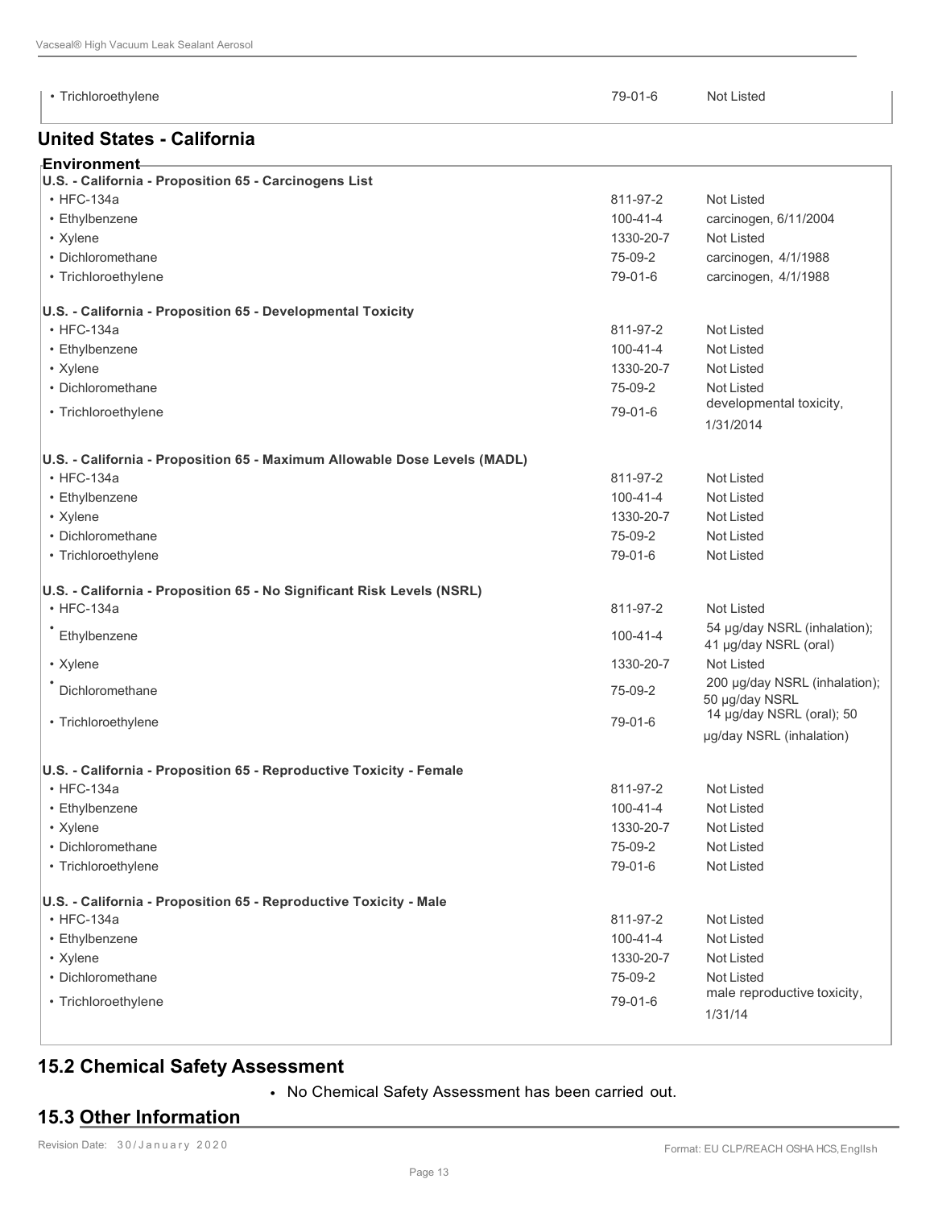| | | |
|---|---|---|
| • Trichloroethylene | 79-01-6 | Not Listed |

## United States - California

**Environment**

| U.S. - California - Proposition 65 - Carcinogens List | | |
|---|---|---|
| • HFC-134a | 811-97-2 | Not Listed |
| • Ethylbenzene | 100-41-4 | carcinogen, 6/11/2004 |
| • Xylene | 1330-20-7 | Not Listed |
| • Dichloromethane | 75-09-2 | carcinogen, 4/1/1988 |
| • Trichloroethylene | 79-01-6 | carcinogen, 4/1/1988 |

| U.S. - California - Proposition 65 - Developmental Toxicity | | |
|---|---|---|
| • HFC-134a | 811-97-2 | Not Listed |
| • Ethylbenzene | 100-41-4 | Not Listed |
| • Xylene | 1330-20-7 | Not Listed |
| • Dichloromethane | 75-09-2 | Not Listed |
| • Trichloroethylene | 79-01-6 | developmental toxicity, 1/31/2014 |

| U.S. - California - Proposition 65 - Maximum Allowable Dose Levels (MADL) | | |
|---|---|---|
| • HFC-134a | 811-97-2 | Not Listed |
| • Ethylbenzene | 100-41-4 | Not Listed |
| • Xylene | 1330-20-7 | Not Listed |
| • Dichloromethane | 75-09-2 | Not Listed |
| • Trichloroethylene | 79-01-6 | Not Listed |

| U.S. - California - Proposition 65 - No Significant Risk Levels (NSRL) | | |
|---|---|---|
| • HFC-134a | 811-97-2 | Not Listed |
| • Ethylbenzene | 100-41-4 | 54 µg/day NSRL (inhalation); 41 µg/day NSRL (oral) |
| • Xylene | 1330-20-7 | Not Listed |
| • Dichloromethane | 75-09-2 | 200 µg/day NSRL (inhalation); 50 µg/day NSRL |
| • Trichloroethylene | 79-01-6 | 14 µg/day NSRL (oral); 50 µg/day NSRL (inhalation) |

| U.S. - California - Proposition 65 - Reproductive Toxicity - Female | | |
|---|---|---|
| • HFC-134a | 811-97-2 | Not Listed |
| • Ethylbenzene | 100-41-4 | Not Listed |
| • Xylene | 1330-20-7 | Not Listed |
| • Dichloromethane | 75-09-2 | Not Listed |
| • Trichloroethylene | 79-01-6 | Not Listed |

| U.S. - California - Proposition 65 - Reproductive Toxicity - Male | | |
|---|---|---|
| • HFC-134a | 811-97-2 | Not Listed |
| • Ethylbenzene | 100-41-4 | Not Listed |
| • Xylene | 1330-20-7 | Not Listed |
| • Dichloromethane | 75-09-2 | Not Listed |
| • Trichloroethylene | 79-01-6 | male reproductive toxicity, 1/31/14 |

## 15.2 Chemical Safety Assessment

- No Chemical Safety Assessment has been carried out.

## 15.3 Other Information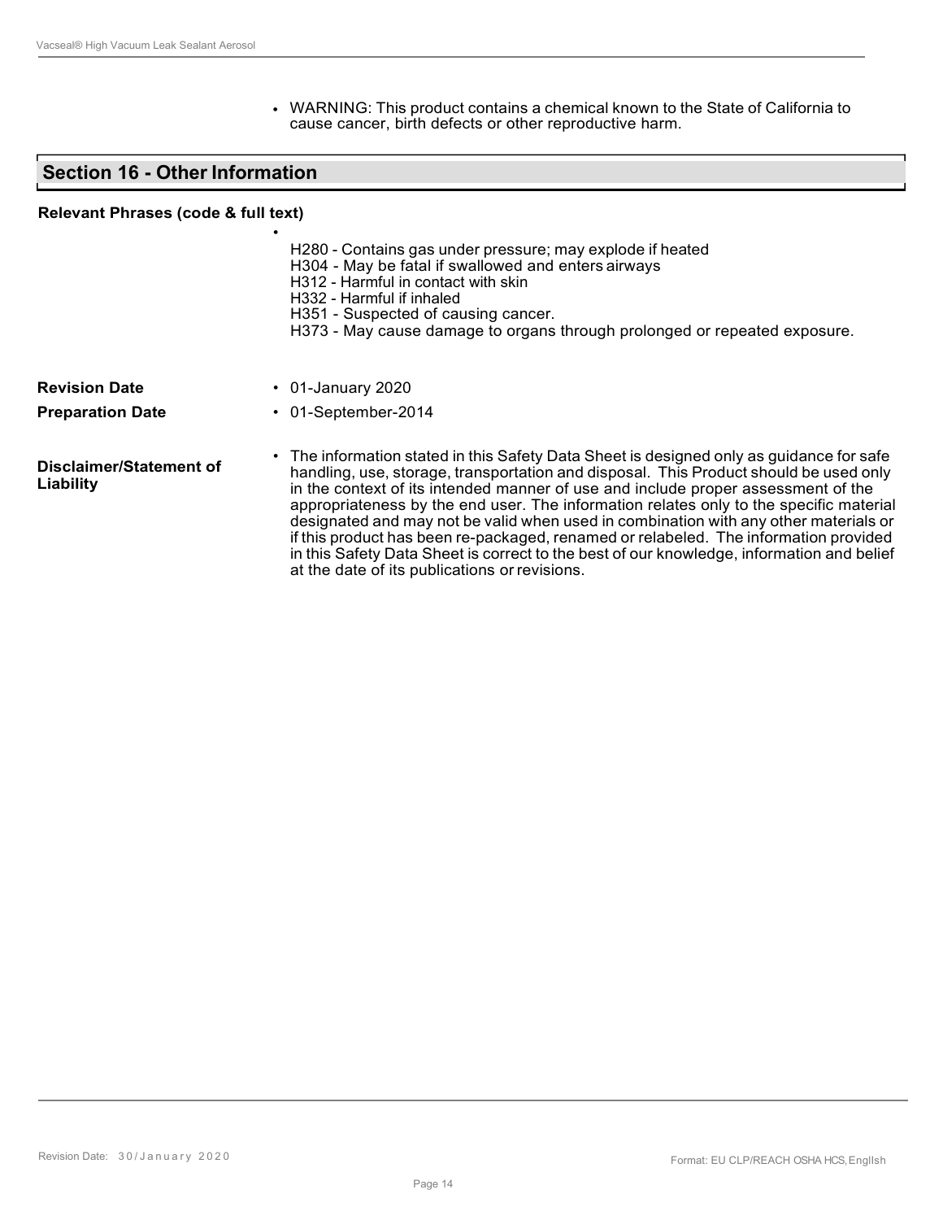- WARNING: This product contains a chemical known to the State of California to cause cancer, birth defects or other reproductive harm.

## Section 16 - Other Information

**Relevant Phrases (code & full text)**

- H280 - Contains gas under pressure; may explode if heated
  H304 - May be fatal if swallowed and enters airways
  H312 - Harmful in contact with skin
  H332 - Harmful if inhaled
  H351 - Suspected of causing cancer.
  H373 - May cause damage to organs through prolonged or repeated exposure.

**Revision Date**
- 01-January 2020

**Preparation Date**
- 01-September-2014

**Disclaimer/Statement of Liability**
- The information stated in this Safety Data Sheet is designed only as guidance for safe handling, use, storage, transportation and disposal. This Product should be used only in the context of its intended manner of use and include proper assessment of the appropriateness by the end user. The information relates only to the specific material designated and may not be valid when used in combination with any other materials or if this product has been re-packaged, renamed or relabeled. The information provided in this Safety Data Sheet is correct to the best of our knowledge, information and belief at the date of its publications or revisions.